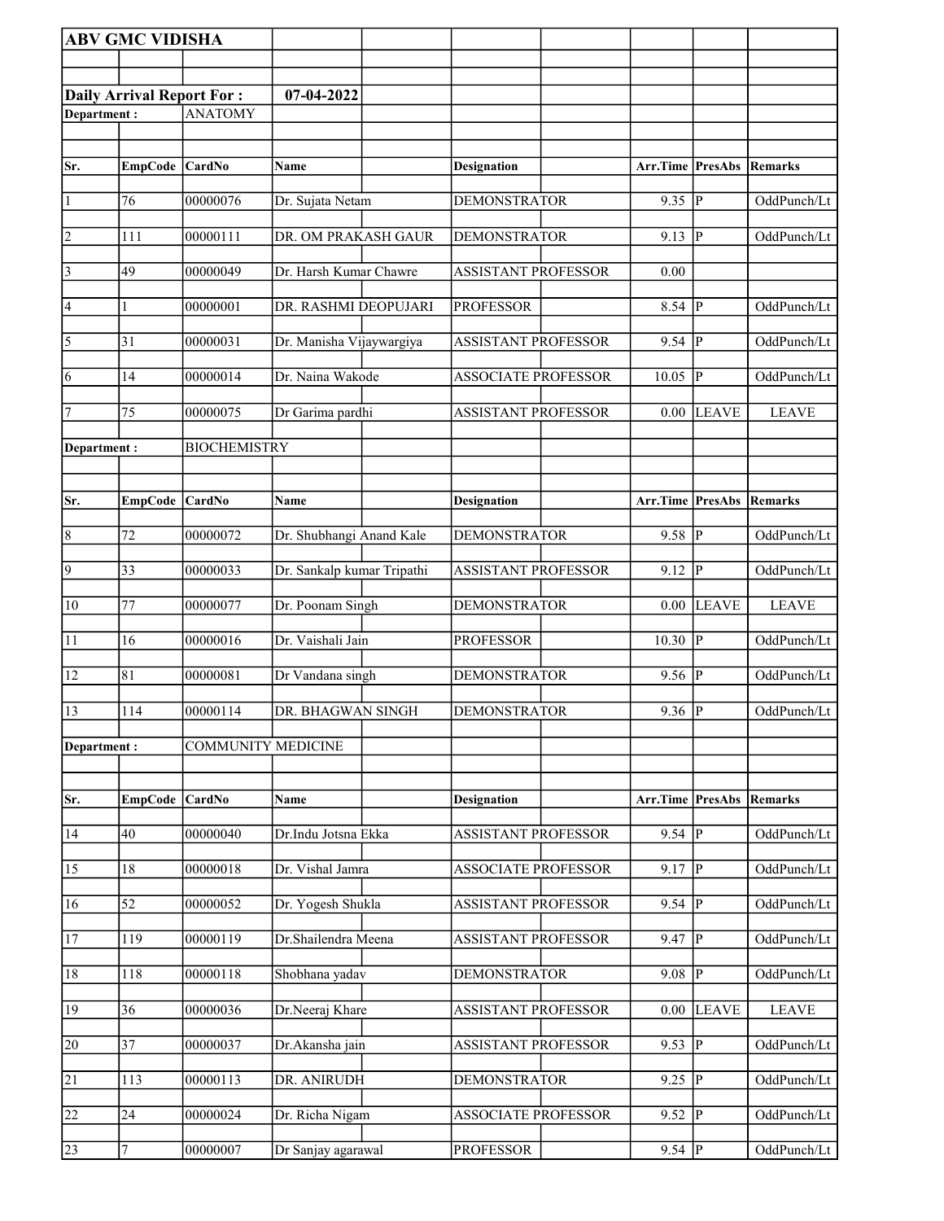**ABV GMC VIDISHA**

**Daily Arrival Report For : 07-04-2022**

**Department :** ANATOMY

| Sr. | EmpCode | CardNo | Name | Designation | Arr.Time | PresAbs | Remarks |
|---|---|---|---|---|---|---|---|
| 1 | 76 | 00000076 | Dr. Sujata Netam | DEMONSTRATOR | 9.35 | P | OddPunch/Lt |
| 2 | 111 | 00000111 | DR. OM PRAKASH GAUR | DEMONSTRATOR | 9.13 | P | OddPunch/Lt |
| 3 | 49 | 00000049 | Dr. Harsh Kumar Chawre | ASSISTANT PROFESSOR | 0.00 | | |
| 4 | 1 | 00000001 | DR. RASHMI DEOPUJARI | PROFESSOR | 8.54 | P | OddPunch/Lt |
| 5 | 31 | 00000031 | Dr. Manisha Vijaywargiya | ASSISTANT PROFESSOR | 9.54 | P | OddPunch/Lt |
| 6 | 14 | 00000014 | Dr. Naina Wakode | ASSOCIATE PROFESSOR | 10.05 | P | OddPunch/Lt |
| 7 | 75 | 00000075 | Dr Garima pardhi | ASSISTANT PROFESSOR | 0.00 | LEAVE | LEAVE |

**Department :** BIOCHEMISTRY

| Sr. | EmpCode | CardNo | Name | Designation | Arr.Time | PresAbs | Remarks |
|---|---|---|---|---|---|---|---|
| 8 | 72 | 00000072 | Dr. Shubhangi Anand Kale | DEMONSTRATOR | 9.58 | P | OddPunch/Lt |
| 9 | 33 | 00000033 | Dr. Sankalp kumar Tripathi | ASSISTANT PROFESSOR | 9.12 | P | OddPunch/Lt |
| 10 | 77 | 00000077 | Dr. Poonam Singh | DEMONSTRATOR | 0.00 | LEAVE | LEAVE |
| 11 | 16 | 00000016 | Dr. Vaishali Jain | PROFESSOR | 10.30 | P | OddPunch/Lt |
| 12 | 81 | 00000081 | Dr Vandana singh | DEMONSTRATOR | 9.56 | P | OddPunch/Lt |
| 13 | 114 | 00000114 | DR. BHAGWAN SINGH | DEMONSTRATOR | 9.36 | P | OddPunch/Lt |

**Department :** COMMUNITY MEDICINE

| Sr. | EmpCode | CardNo | Name | Designation | Arr.Time | PresAbs | Remarks |
|---|---|---|---|---|---|---|---|
| 14 | 40 | 00000040 | Dr.Indu Jotsna Ekka | ASSISTANT PROFESSOR | 9.54 | P | OddPunch/Lt |
| 15 | 18 | 00000018 | Dr. Vishal Jamra | ASSOCIATE PROFESSOR | 9.17 | P | OddPunch/Lt |
| 16 | 52 | 00000052 | Dr. Yogesh Shukla | ASSISTANT PROFESSOR | 9.54 | P | OddPunch/Lt |
| 17 | 119 | 00000119 | Dr.Shailendra Meena | ASSISTANT PROFESSOR | 9.47 | P | OddPunch/Lt |
| 18 | 118 | 00000118 | Shobhana yadav | DEMONSTRATOR | 9.08 | P | OddPunch/Lt |
| 19 | 36 | 00000036 | Dr.Neeraj Khare | ASSISTANT PROFESSOR | 0.00 | LEAVE | LEAVE |
| 20 | 37 | 00000037 | Dr.Akansha jain | ASSISTANT PROFESSOR | 9.53 | P | OddPunch/Lt |
| 21 | 113 | 00000113 | DR. ANIRUDH | DEMONSTRATOR | 9.25 | P | OddPunch/Lt |
| 22 | 24 | 00000024 | Dr. Richa Nigam | ASSOCIATE PROFESSOR | 9.52 | P | OddPunch/Lt |
| 23 | 7 | 00000007 | Dr Sanjay agarawal | PROFESSOR | 9.54 | P | OddPunch/Lt |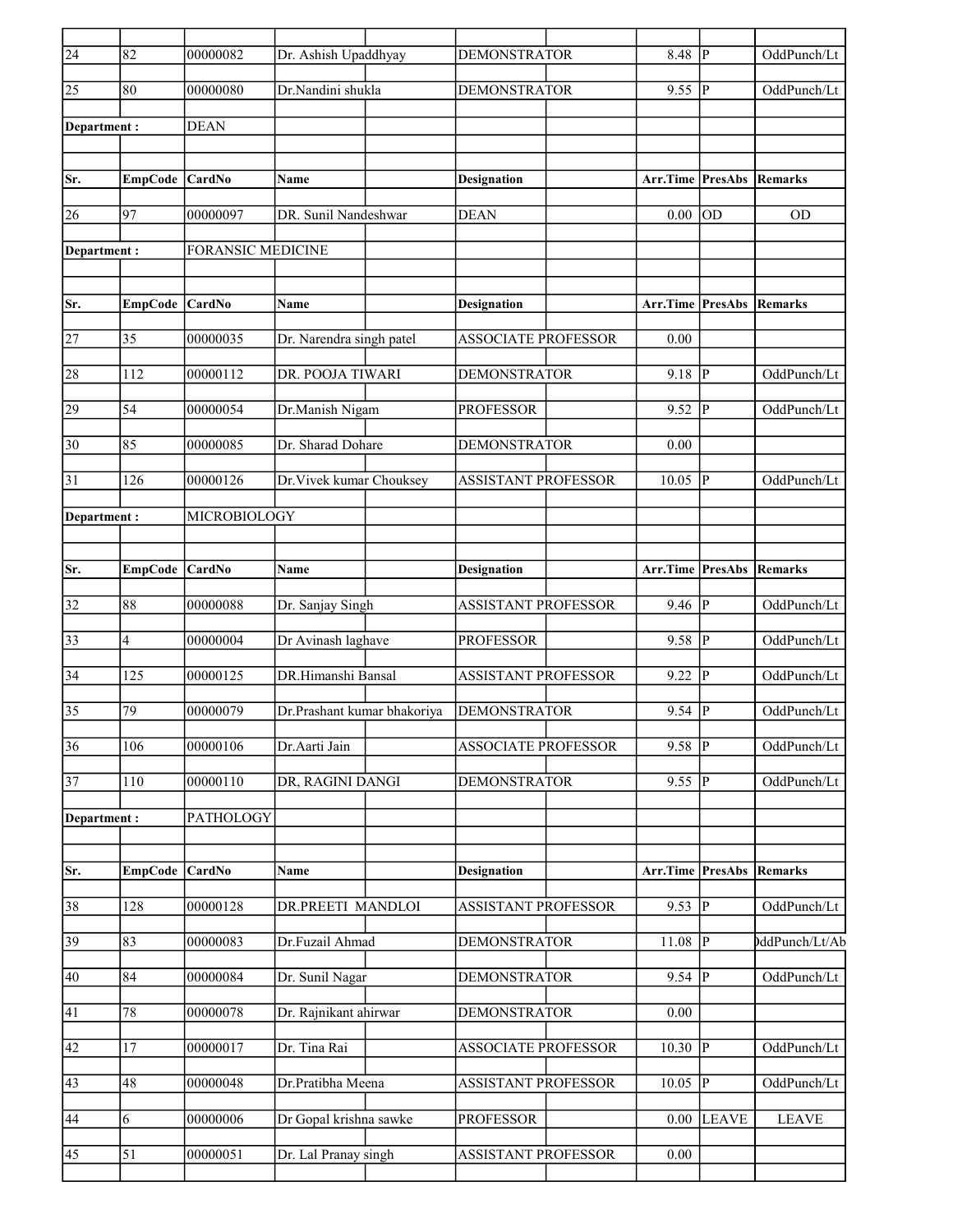| Sr. | EmpCode | CardNo | Name | Designation | Arr.Time | PresAbs | Remarks |
|---|---|---|---|---|---|---|---|
| 24 | 82 | 00000082 | Dr. Ashish Upaddhyay | DEMONSTRATOR | 8.48 | P | OddPunch/Lt |
| 25 | 80 | 00000080 | Dr.Nandini shukla | DEMONSTRATOR | 9.55 | P | OddPunch/Lt |

**Department :** DEAN

| Sr. | EmpCode | CardNo | Name | Designation | Arr.Time | PresAbs | Remarks |
|---|---|---|---|---|---|---|---|
| 26 | 97 | 00000097 | DR. Sunil Nandeshwar | DEAN | 0.00 | OD | OD |

**Department :** FORANSIC MEDICINE

| Sr. | EmpCode | CardNo | Name | Designation | Arr.Time | PresAbs | Remarks |
|---|---|---|---|---|---|---|---|
| 27 | 35 | 00000035 | Dr. Narendra singh patel | ASSOCIATE PROFESSOR | 0.00 | | |
| 28 | 112 | 00000112 | DR. POOJA TIWARI | DEMONSTRATOR | 9.18 | P | OddPunch/Lt |
| 29 | 54 | 00000054 | Dr.Manish Nigam | PROFESSOR | 9.52 | P | OddPunch/Lt |
| 30 | 85 | 00000085 | Dr. Sharad Dohare | DEMONSTRATOR | 0.00 | | |
| 31 | 126 | 00000126 | Dr.Vivek kumar Chouksey | ASSISTANT PROFESSOR | 10.05 | P | OddPunch/Lt |

**Department :** MICROBIOLOGY

| Sr. | EmpCode | CardNo | Name | Designation | Arr.Time | PresAbs | Remarks |
|---|---|---|---|---|---|---|---|
| 32 | 88 | 00000088 | Dr. Sanjay Singh | ASSISTANT PROFESSOR | 9.46 | P | OddPunch/Lt |
| 33 | 4 | 00000004 | Dr Avinash laghave | PROFESSOR | 9.58 | P | OddPunch/Lt |
| 34 | 125 | 00000125 | DR.Himanshi Bansal | ASSISTANT PROFESSOR | 9.22 | P | OddPunch/Lt |
| 35 | 79 | 00000079 | Dr.Prashant kumar bhakoriya | DEMONSTRATOR | 9.54 | P | OddPunch/Lt |
| 36 | 106 | 00000106 | Dr.Aarti Jain | ASSOCIATE PROFESSOR | 9.58 | P | OddPunch/Lt |
| 37 | 110 | 00000110 | DR, RAGINI DANGI | DEMONSTRATOR | 9.55 | P | OddPunch/Lt |

**Department :** PATHOLOGY

| Sr. | EmpCode | CardNo | Name | Designation | Arr.Time | PresAbs | Remarks |
|---|---|---|---|---|---|---|---|
| 38 | 128 | 00000128 | DR.PREETI MANDLOI | ASSISTANT PROFESSOR | 9.53 | P | OddPunch/Lt |
| 39 | 83 | 00000083 | Dr.Fuzail Ahmad | DEMONSTRATOR | 11.08 | P | OddPunch/Lt/Ab |
| 40 | 84 | 00000084 | Dr. Sunil Nagar | DEMONSTRATOR | 9.54 | P | OddPunch/Lt |
| 41 | 78 | 00000078 | Dr. Rajnikant ahirwar | DEMONSTRATOR | 0.00 | | |
| 42 | 17 | 00000017 | Dr. Tina Rai | ASSOCIATE PROFESSOR | 10.30 | P | OddPunch/Lt |
| 43 | 48 | 00000048 | Dr.Pratibha Meena | ASSISTANT PROFESSOR | 10.05 | P | OddPunch/Lt |
| 44 | 6 | 00000006 | Dr Gopal krishna sawke | PROFESSOR | 0.00 | LEAVE | LEAVE |
| 45 | 51 | 00000051 | Dr. Lal Pranay singh | ASSISTANT PROFESSOR | 0.00 | | |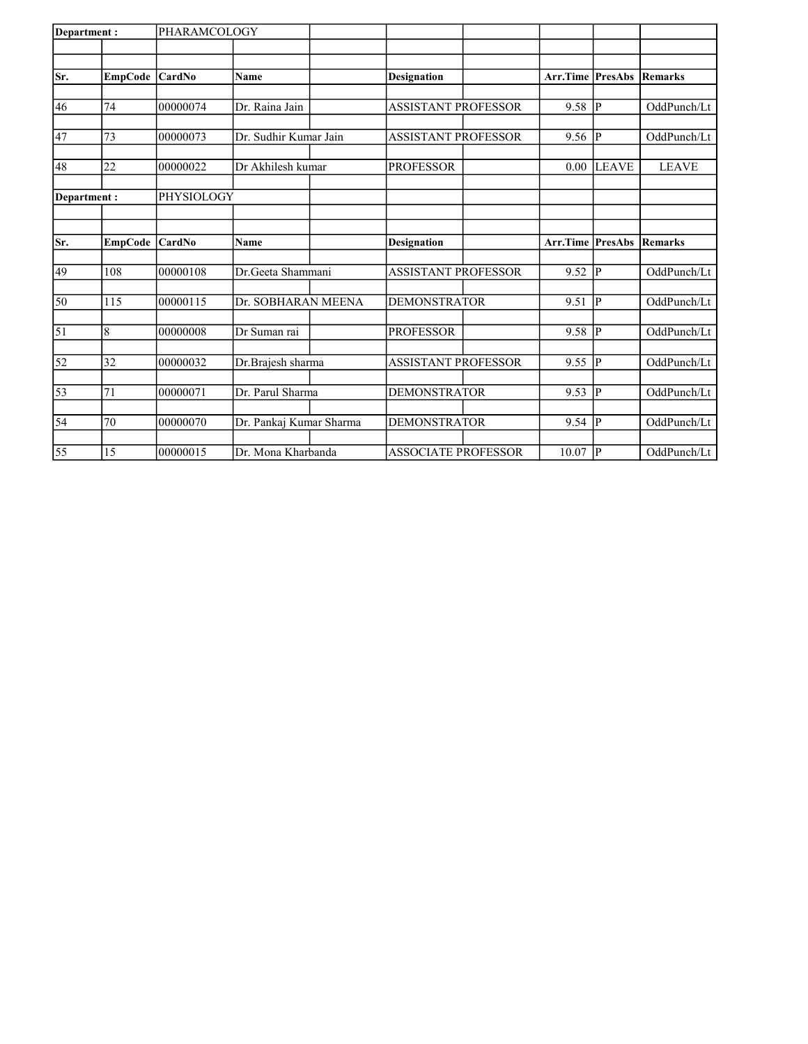| Department : | | PHARAMCOLOGY | | | | | | |
|---|---|---|---|---|---|---|---|---|
| Sr. | EmpCode | CardNo | Name | Designation | | Arr.Time | PresAbs | Remarks |
| 46 | 74 | 00000074 | Dr. Raina Jain | ASSISTANT PROFESSOR | | 9.58 | P | OddPunch/Lt |
| 47 | 73 | 00000073 | Dr. Sudhir Kumar Jain | ASSISTANT PROFESSOR | | 9.56 | P | OddPunch/Lt |
| 48 | 22 | 00000022 | Dr Akhilesh kumar | PROFESSOR | | 0.00 | LEAVE | LEAVE |

| Department : | | PHYSIOLOGY | | | | | | |
|---|---|---|---|---|---|---|---|---|
| Sr. | EmpCode | CardNo | Name | Designation | | Arr.Time | PresAbs | Remarks |
| 49 | 108 | 00000108 | Dr.Geeta Shammani | ASSISTANT PROFESSOR | | 9.52 | P | OddPunch/Lt |
| 50 | 115 | 00000115 | Dr. SOBHARAN MEENA | DEMONSTRATOR | | 9.51 | P | OddPunch/Lt |
| 51 | 8 | 00000008 | Dr Suman rai | PROFESSOR | | 9.58 | P | OddPunch/Lt |
| 52 | 32 | 00000032 | Dr.Brajesh sharma | ASSISTANT PROFESSOR | | 9.55 | P | OddPunch/Lt |
| 53 | 71 | 00000071 | Dr. Parul Sharma | DEMONSTRATOR | | 9.53 | P | OddPunch/Lt |
| 54 | 70 | 00000070 | Dr. Pankaj Kumar Sharma | DEMONSTRATOR | | 9.54 | P | OddPunch/Lt |
| 55 | 15 | 00000015 | Dr. Mona Kharbanda | ASSOCIATE PROFESSOR | | 10.07 | P | OddPunch/Lt |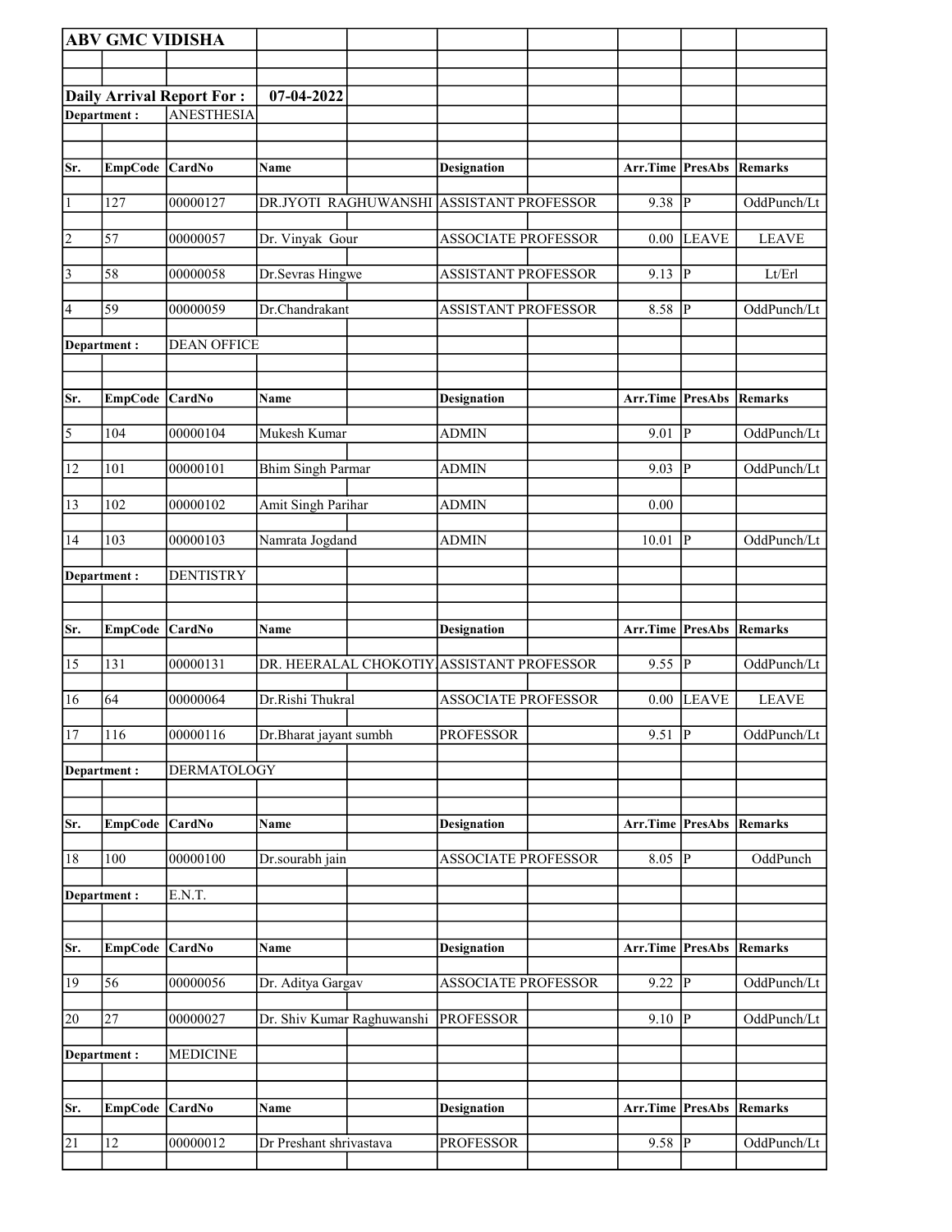**ABV GMC VIDISHA**

**Daily Arrival Report For :** **07-04-2022**

**Department :** ANESTHESIA

| Sr. | EmpCode | CardNo | Name | Designation | Arr.Time | PresAbs | Remarks |
|---|---|---|---|---|---|---|---|
| 1 | 127 | 00000127 | DR.JYOTI RAGHUWANSHI | ASSISTANT PROFESSOR | 9.38 | P | OddPunch/Lt |
| 2 | 57 | 00000057 | Dr. Vinyak Gour | ASSOCIATE PROFESSOR | 0.00 | LEAVE | LEAVE |
| 3 | 58 | 00000058 | Dr.Sevras Hingwe | ASSISTANT PROFESSOR | 9.13 | P | Lt/Erl |
| 4 | 59 | 00000059 | Dr.Chandrakant | ASSISTANT PROFESSOR | 8.58 | P | OddPunch/Lt |

**Department :** DEAN OFFICE

| Sr. | EmpCode | CardNo | Name | Designation | Arr.Time | PresAbs | Remarks |
|---|---|---|---|---|---|---|---|
| 5 | 104 | 00000104 | Mukesh Kumar | ADMIN | 9.01 | P | OddPunch/Lt |
| 12 | 101 | 00000101 | Bhim Singh Parmar | ADMIN | 9.03 | P | OddPunch/Lt |
| 13 | 102 | 00000102 | Amit Singh Parihar | ADMIN | 0.00 | | |
| 14 | 103 | 00000103 | Namrata Jogdand | ADMIN | 10.01 | P | OddPunch/Lt |

**Department :** DENTISTRY

| Sr. | EmpCode | CardNo | Name | Designation | Arr.Time | PresAbs | Remarks |
|---|---|---|---|---|---|---|---|
| 15 | 131 | 00000131 | DR. HEERALAL CHOKOTIY | ASSISTANT PROFESSOR | 9.55 | P | OddPunch/Lt |
| 16 | 64 | 00000064 | Dr.Rishi Thukral | ASSOCIATE PROFESSOR | 0.00 | LEAVE | LEAVE |
| 17 | 116 | 00000116 | Dr.Bharat jayant sumbh | PROFESSOR | 9.51 | P | OddPunch/Lt |

**Department :** DERMATOLOGY

| Sr. | EmpCode | CardNo | Name | Designation | Arr.Time | PresAbs | Remarks |
|---|---|---|---|---|---|---|---|
| 18 | 100 | 00000100 | Dr.sourabh jain | ASSOCIATE PROFESSOR | 8.05 | P | OddPunch |

**Department :** E.N.T.

| Sr. | EmpCode | CardNo | Name | Designation | Arr.Time | PresAbs | Remarks |
|---|---|---|---|---|---|---|---|
| 19 | 56 | 00000056 | Dr. Aditya Gargav | ASSOCIATE PROFESSOR | 9.22 | P | OddPunch/Lt |
| 20 | 27 | 00000027 | Dr. Shiv Kumar Raghuwanshi | PROFESSOR | 9.10 | P | OddPunch/Lt |

**Department :** MEDICINE

| Sr. | EmpCode | CardNo | Name | Designation | Arr.Time | PresAbs | Remarks |
|---|---|---|---|---|---|---|---|
| 21 | 12 | 00000012 | Dr Preshant shrivastava | PROFESSOR | 9.58 | P | OddPunch/Lt |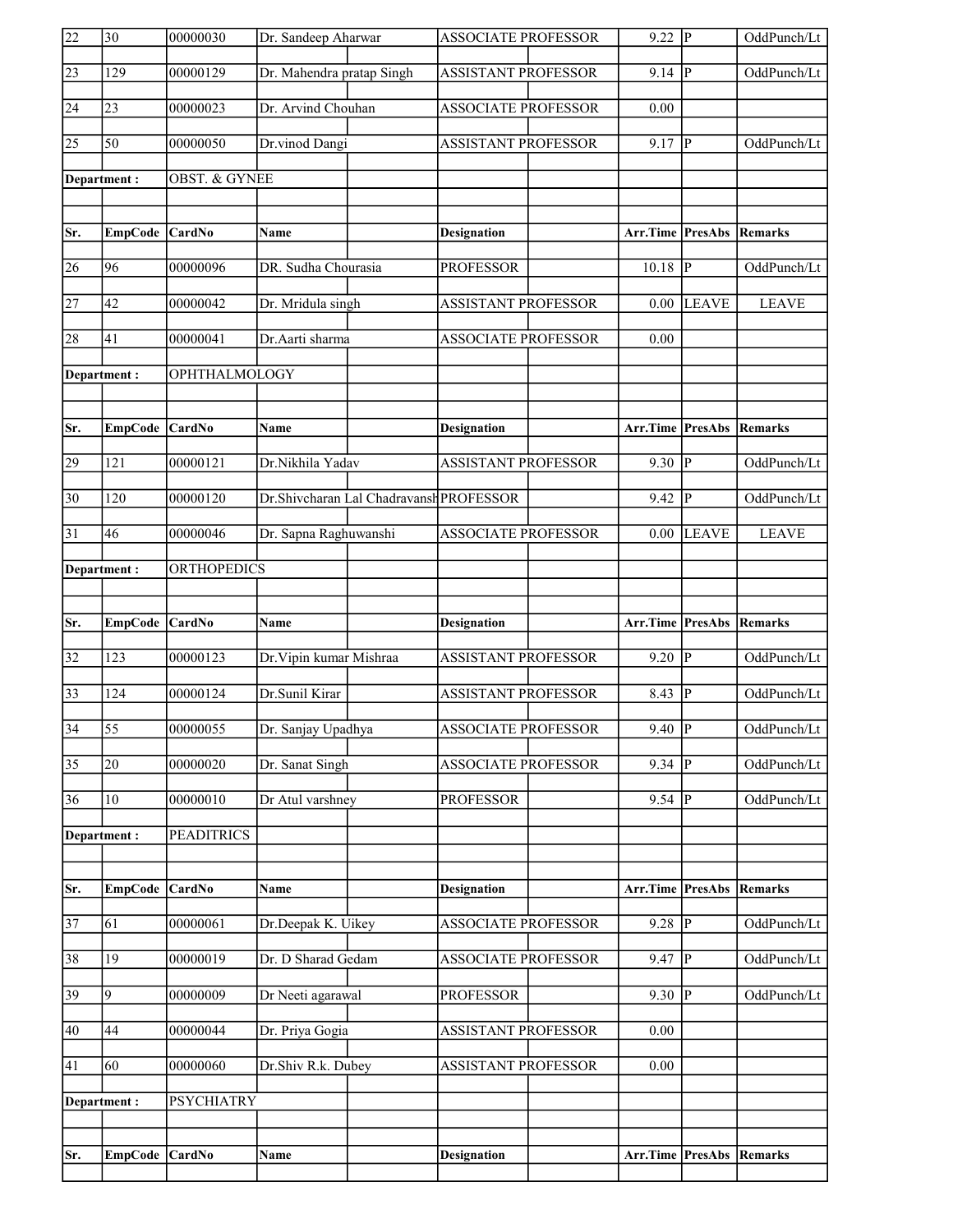| Sr. | EmpCode | CardNo | Name | Designation | Arr.Time | PresAbs | Remarks |
|---|---|---|---|---|---|---|---|
| 22 | 30 | 00000030 | Dr. Sandeep Aharwar | ASSOCIATE PROFESSOR | 9.22 | P | OddPunch/Lt |
| 23 | 129 | 00000129 | Dr. Mahendra pratap Singh | ASSISTANT PROFESSOR | 9.14 | P | OddPunch/Lt |
| 24 | 23 | 00000023 | Dr. Arvind Chouhan | ASSOCIATE PROFESSOR | 0.00 | | |
| 25 | 50 | 00000050 | Dr.vinod Dangi | ASSISTANT PROFESSOR | 9.17 | P | OddPunch/Lt |
| **Department :** | | OBST. & GYNEE | | | | | |
| **Sr.** | **EmpCode** | **CardNo** | **Name** | **Designation** | **Arr.Time** | **PresAbs** | **Remarks** |
| 26 | 96 | 00000096 | DR. Sudha Chourasia | PROFESSOR | 10.18 | P | OddPunch/Lt |
| 27 | 42 | 00000042 | Dr. Mridula singh | ASSISTANT PROFESSOR | 0.00 | LEAVE | LEAVE |
| 28 | 41 | 00000041 | Dr.Aarti sharma | ASSOCIATE PROFESSOR | 0.00 | | |
| **Department :** | | OPHTHALMOLOGY | | | | | |
| **Sr.** | **EmpCode** | **CardNo** | **Name** | **Designation** | **Arr.Time** | **PresAbs** | **Remarks** |
| 29 | 121 | 00000121 | Dr.Nikhila Yadav | ASSISTANT PROFESSOR | 9.30 | P | OddPunch/Lt |
| 30 | 120 | 00000120 | Dr.Shivcharan Lal Chadravansh | PROFESSOR | 9.42 | P | OddPunch/Lt |
| 31 | 46 | 00000046 | Dr. Sapna Raghuwanshi | ASSOCIATE PROFESSOR | 0.00 | LEAVE | LEAVE |
| **Department :** | | ORTHOPEDICS | | | | | |
| **Sr.** | **EmpCode** | **CardNo** | **Name** | **Designation** | **Arr.Time** | **PresAbs** | **Remarks** |
| 32 | 123 | 00000123 | Dr.Vipin kumar Mishraa | ASSISTANT PROFESSOR | 9.20 | P | OddPunch/Lt |
| 33 | 124 | 00000124 | Dr.Sunil Kirar | ASSISTANT PROFESSOR | 8.43 | P | OddPunch/Lt |
| 34 | 55 | 00000055 | Dr. Sanjay Upadhya | ASSOCIATE PROFESSOR | 9.40 | P | OddPunch/Lt |
| 35 | 20 | 00000020 | Dr. Sanat Singh | ASSOCIATE PROFESSOR | 9.34 | P | OddPunch/Lt |
| 36 | 10 | 00000010 | Dr Atul varshney | PROFESSOR | 9.54 | P | OddPunch/Lt |
| **Department :** | | PEADITRICS | | | | | |
| **Sr.** | **EmpCode** | **CardNo** | **Name** | **Designation** | **Arr.Time** | **PresAbs** | **Remarks** |
| 37 | 61 | 00000061 | Dr.Deepak K. Uikey | ASSOCIATE PROFESSOR | 9.28 | P | OddPunch/Lt |
| 38 | 19 | 00000019 | Dr. D Sharad Gedam | ASSOCIATE PROFESSOR | 9.47 | P | OddPunch/Lt |
| 39 | 9 | 00000009 | Dr Neeti agarawal | PROFESSOR | 9.30 | P | OddPunch/Lt |
| 40 | 44 | 00000044 | Dr. Priya Gogia | ASSISTANT PROFESSOR | 0.00 | | |
| 41 | 60 | 00000060 | Dr.Shiv R.k. Dubey | ASSISTANT PROFESSOR | 0.00 | | |
| **Department :** | | PSYCHIATRY | | | | | |
| **Sr.** | **EmpCode** | **CardNo** | **Name** | **Designation** | **Arr.Time** | **PresAbs** | **Remarks** |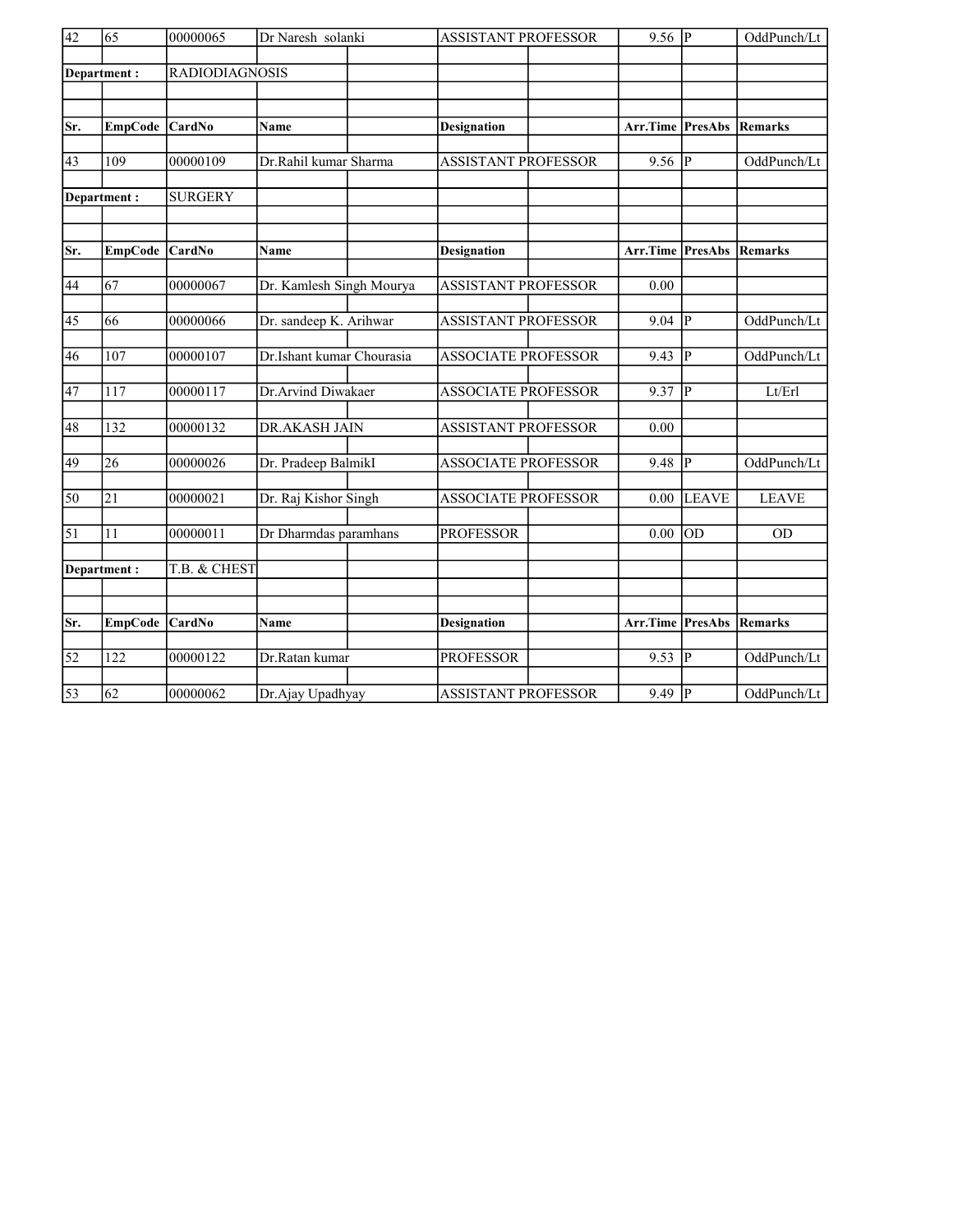| Sr. | EmpCode | CardNo | Name | Designation | Arr.Time | PresAbs | Remarks |
|---|---|---|---|---|---|---|---|
| 42 | 65 | 00000065 | Dr Naresh solanki | ASSISTANT PROFESSOR | 9.56 | P | OddPunch/Lt |
| Department : | | RADIODIAGNOSIS | | | | | |
| Sr. | EmpCode | CardNo | Name | Designation | Arr.Time | PresAbs | Remarks |
| 43 | 109 | 00000109 | Dr.Rahil kumar Sharma | ASSISTANT PROFESSOR | 9.56 | P | OddPunch/Lt |
| Department : | | SURGERY | | | | | |
| Sr. | EmpCode | CardNo | Name | Designation | Arr.Time | PresAbs | Remarks |
| 44 | 67 | 00000067 | Dr. Kamlesh Singh Mourya | ASSISTANT PROFESSOR | 0.00 | | |
| 45 | 66 | 00000066 | Dr. sandeep K. Arihwar | ASSISTANT PROFESSOR | 9.04 | P | OddPunch/Lt |
| 46 | 107 | 00000107 | Dr.Ishant kumar Chourasia | ASSOCIATE PROFESSOR | 9.43 | P | OddPunch/Lt |
| 47 | 117 | 00000117 | Dr.Arvind Diwakaer | ASSOCIATE PROFESSOR | 9.37 | P | Lt/Erl |
| 48 | 132 | 00000132 | DR.AKASH JAIN | ASSISTANT PROFESSOR | 0.00 | | |
| 49 | 26 | 00000026 | Dr. Pradeep BalmikI | ASSOCIATE PROFESSOR | 9.48 | P | OddPunch/Lt |
| 50 | 21 | 00000021 | Dr. Raj Kishor Singh | ASSOCIATE PROFESSOR | 0.00 | LEAVE | LEAVE |
| 51 | 11 | 00000011 | Dr Dharmdas paramhans | PROFESSOR | 0.00 | OD | OD |
| Department : | | T.B. & CHEST | | | | | |
| Sr. | EmpCode | CardNo | Name | Designation | Arr.Time | PresAbs | Remarks |
| 52 | 122 | 00000122 | Dr.Ratan kumar | PROFESSOR | 9.53 | P | OddPunch/Lt |
| 53 | 62 | 00000062 | Dr.Ajay Upadhyay | ASSISTANT PROFESSOR | 9.49 | P | OddPunch/Lt |